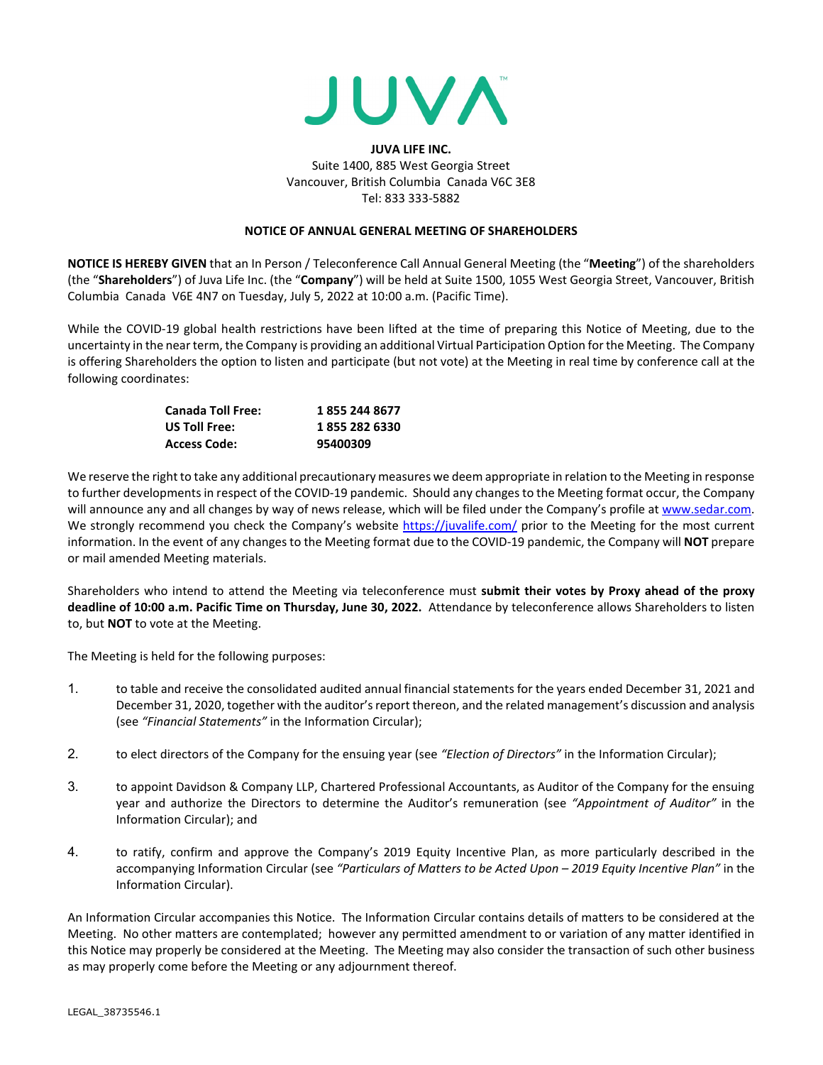JUVA™

**JUVA LIFE INC.**
Suite 1400, 885 West Georgia Street
Vancouver, British Columbia Canada V6C 3E8
Tel: 833 333-5882

## NOTICE OF ANNUAL GENERAL MEETING OF SHAREHOLDERS

**NOTICE IS HEREBY GIVEN** that an In Person / Teleconference Call Annual General Meeting (the "**Meeting**") of the shareholders (the "**Shareholders**") of Juva Life Inc. (the "**Company**") will be held at Suite 1500, 1055 West Georgia Street, Vancouver, British Columbia Canada V6E 4N7 on Tuesday, July 5, 2022 at 10:00 a.m. (Pacific Time).

While the COVID-19 global health restrictions have been lifted at the time of preparing this Notice of Meeting, due to the uncertainty in the near term, the Company is providing an additional Virtual Participation Option for the Meeting. The Company is offering Shareholders the option to listen and participate (but not vote) at the Meeting in real time by conference call at the following coordinates:

| | |
|---|---|
| **Canada Toll Free:** | **1 855 244 8677** |
| **US Toll Free:** | **1 855 282 6330** |
| **Access Code:** | **95400309** |

We reserve the right to take any additional precautionary measures we deem appropriate in relation to the Meeting in response to further developments in respect of the COVID-19 pandemic. Should any changes to the Meeting format occur, the Company will announce any and all changes by way of news release, which will be filed under the Company's profile at www.sedar.com. We strongly recommend you check the Company's website https://juvalife.com/ prior to the Meeting for the most current information. In the event of any changes to the Meeting format due to the COVID-19 pandemic, the Company will **NOT** prepare or mail amended Meeting materials.

Shareholders who intend to attend the Meeting via teleconference must **submit their votes by Proxy ahead of the proxy deadline of 10:00 a.m. Pacific Time on Thursday, June 30, 2022.** Attendance by teleconference allows Shareholders to listen to, but **NOT** to vote at the Meeting.

The Meeting is held for the following purposes:

1. to table and receive the consolidated audited annual financial statements for the years ended December 31, 2021 and December 31, 2020, together with the auditor's report thereon, and the related management's discussion and analysis (see *"Financial Statements"* in the Information Circular);

2. to elect directors of the Company for the ensuing year (see *"Election of Directors"* in the Information Circular);

3. to appoint Davidson & Company LLP, Chartered Professional Accountants, as Auditor of the Company for the ensuing year and authorize the Directors to determine the Auditor's remuneration (see *"Appointment of Auditor"* in the Information Circular); and

4. to ratify, confirm and approve the Company's 2019 Equity Incentive Plan, as more particularly described in the accompanying Information Circular (see *"Particulars of Matters to be Acted Upon – 2019 Equity Incentive Plan"* in the Information Circular).

An Information Circular accompanies this Notice. The Information Circular contains details of matters to be considered at the Meeting. No other matters are contemplated; however any permitted amendment to or variation of any matter identified in this Notice may properly be considered at the Meeting. The Meeting may also consider the transaction of such other business as may properly come before the Meeting or any adjournment thereof.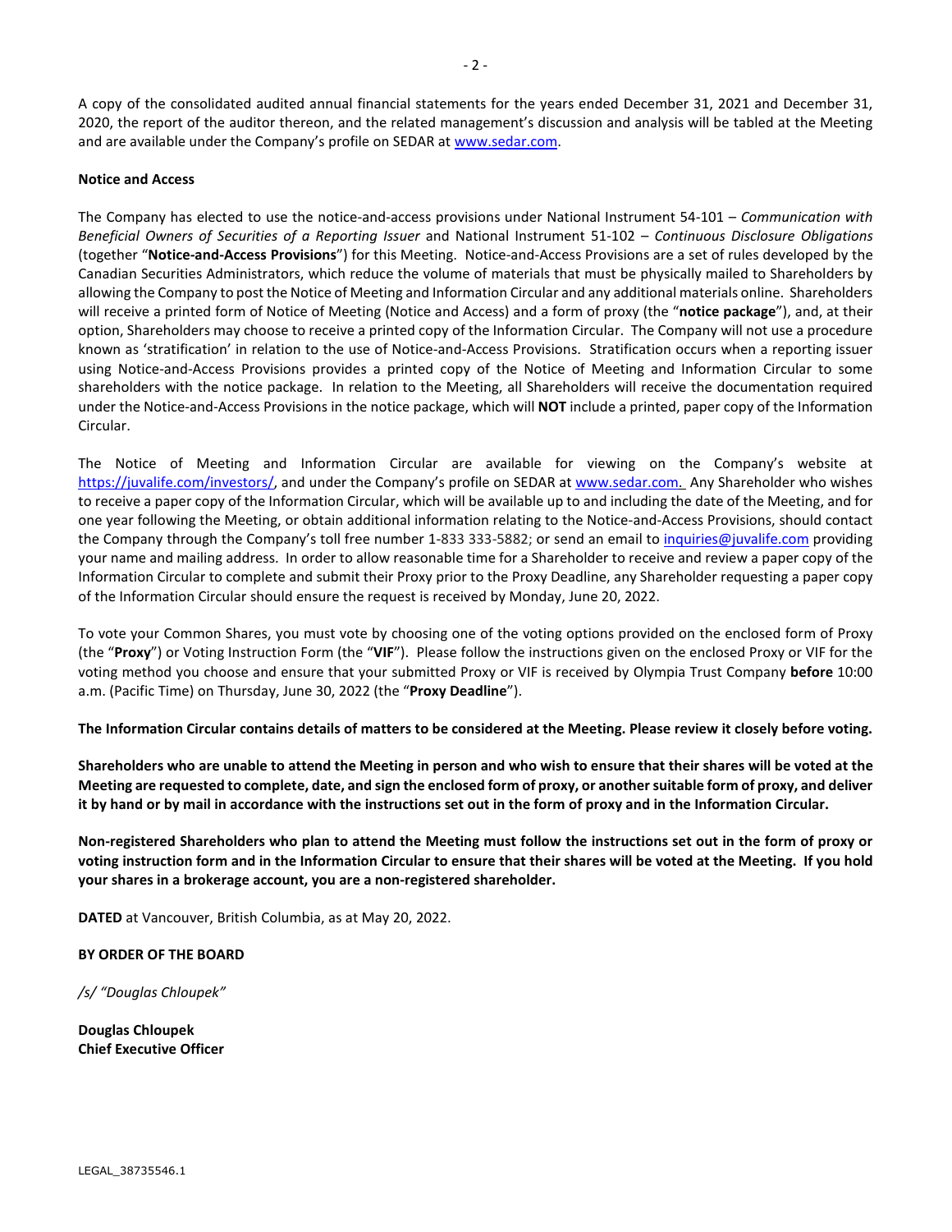A copy of the consolidated audited annual financial statements for the years ended December 31, 2021 and December 31, 2020, the report of the auditor thereon, and the related management's discussion and analysis will be tabled at the Meeting and are available under the Company's profile on SEDAR at www.sedar.com.

**Notice and Access**

The Company has elected to use the notice-and-access provisions under National Instrument 54-101 – *Communication with Beneficial Owners of Securities of a Reporting Issuer* and National Instrument 51-102 – *Continuous Disclosure Obligations* (together "**Notice-and-Access Provisions**") for this Meeting. Notice-and-Access Provisions are a set of rules developed by the Canadian Securities Administrators, which reduce the volume of materials that must be physically mailed to Shareholders by allowing the Company to post the Notice of Meeting and Information Circular and any additional materials online. Shareholders will receive a printed form of Notice of Meeting (Notice and Access) and a form of proxy (the "**notice package**"), and, at their option, Shareholders may choose to receive a printed copy of the Information Circular. The Company will not use a procedure known as 'stratification' in relation to the use of Notice-and-Access Provisions. Stratification occurs when a reporting issuer using Notice-and-Access Provisions provides a printed copy of the Notice of Meeting and Information Circular to some shareholders with the notice package. In relation to the Meeting, all Shareholders will receive the documentation required under the Notice-and-Access Provisions in the notice package, which will **NOT** include a printed, paper copy of the Information Circular.

The Notice of Meeting and Information Circular are available for viewing on the Company's website at https://juvalife.com/investors/, and under the Company's profile on SEDAR at www.sedar.com. Any Shareholder who wishes to receive a paper copy of the Information Circular, which will be available up to and including the date of the Meeting, and for one year following the Meeting, or obtain additional information relating to the Notice-and-Access Provisions, should contact the Company through the Company's toll free number 1-833 333-5882; or send an email to inquiries@juvalife.com providing your name and mailing address. In order to allow reasonable time for a Shareholder to receive and review a paper copy of the Information Circular to complete and submit their Proxy prior to the Proxy Deadline, any Shareholder requesting a paper copy of the Information Circular should ensure the request is received by Monday, June 20, 2022.

To vote your Common Shares, you must vote by choosing one of the voting options provided on the enclosed form of Proxy (the "**Proxy**") or Voting Instruction Form (the "**VIF**"). Please follow the instructions given on the enclosed Proxy or VIF for the voting method you choose and ensure that your submitted Proxy or VIF is received by Olympia Trust Company **before** 10:00 a.m. (Pacific Time) on Thursday, June 30, 2022 (the "**Proxy Deadline**").

**The Information Circular contains details of matters to be considered at the Meeting. Please review it closely before voting.**

**Shareholders who are unable to attend the Meeting in person and who wish to ensure that their shares will be voted at the Meeting are requested to complete, date, and sign the enclosed form of proxy, or another suitable form of proxy, and deliver it by hand or by mail in accordance with the instructions set out in the form of proxy and in the Information Circular.**

**Non-registered Shareholders who plan to attend the Meeting must follow the instructions set out in the form of proxy or voting instruction form and in the Information Circular to ensure that their shares will be voted at the Meeting. If you hold your shares in a brokerage account, you are a non-registered shareholder.**

**DATED** at Vancouver, British Columbia, as at May 20, 2022.

**BY ORDER OF THE BOARD**

*/s/ "Douglas Chloupek"*

**Douglas Chloupek**
**Chief Executive Officer**

LEGAL_38735546.1